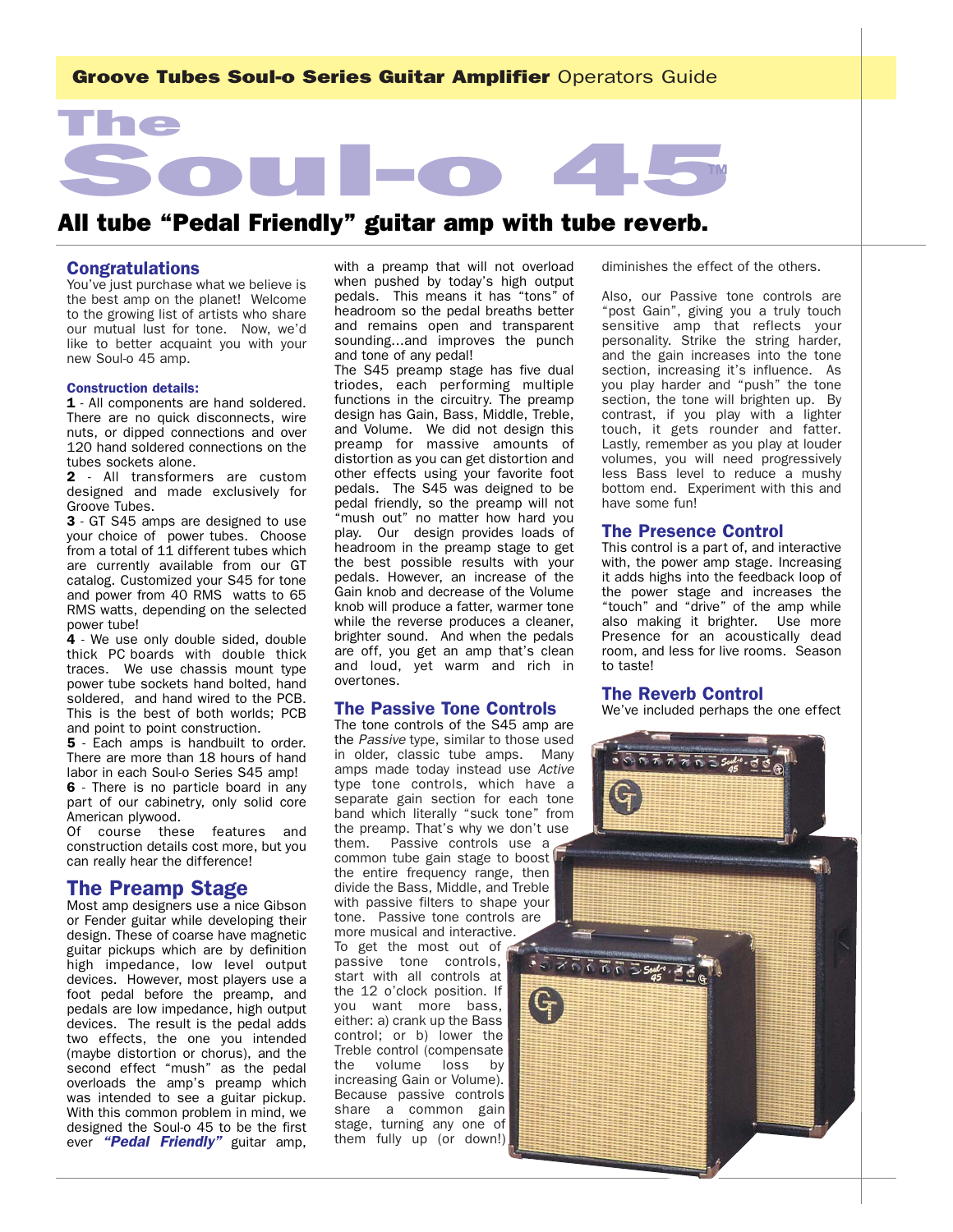**Groove Tubes Soul-o Series Guitar Amplifier** Operators Guide

# The Soul-o 45™

## All tube "Pedal Friendly" guitar amp with tube reverb.

### Congratulations

You've just purchase what we believe is the best amp on the planet! Welcome to the growing list of artists who share our mutual lust for tone. Now, we'd like to better acquaint you with your new Soul-o 45 amp.

#### Construction details:

**1** - All components are hand soldered. There are no quick disconnects, wire nuts, or dipped connections and over 120 hand soldered connections on the tubes sockets alone.

**2** - All transformers are custom designed and made exclusively for Groove Tubes.

**3** - GT S45 amps are designed to use your choice of power tubes. Choose from a total of 11 different tubes which are currently available from our GT catalog. Customized your S45 for tone and power from 40 RMS watts to 65 RMS watts, depending on the selected power tube!

**4** - We use only double sided, double thick PC boards with double thick traces. We use chassis mount type power tube sockets hand bolted, hand soldered, and hand wired to the PCB. This is the best of both worlds; PCB and point to point construction.

**5** - Each amps is handbuilt to order. There are more than 18 hours of hand labor in each Soul-o Series S45 amp!

**6** - There is no particle board in any part of our cabinetry, only solid core American plywood.

Of course these features and construction details cost more, but you can really hear the difference!

### The Preamp Stage

Most amp designers use a nice Gibson or Fender guitar while developing their design. These of coarse have magnetic guitar pickups which are by definition high impedance, low level output devices. However, most players use a foot pedal before the preamp, and pedals are low impedance, high output devices. The result is the pedal adds two effects, the one you intended (maybe distortion or chorus), and the second effect "mush" as the pedal overloads the amp's preamp which was intended to see a guitar pickup. With this common problem in mind, we designed the Soul-o 45 to be the first ever ***"Pedal Friendly"*** guitar amp, with a preamp that will not overload when pushed by today's high output pedals. This means it has "tons" of headroom so the pedal breaths better and remains open and transparent sounding...and improves the punch and tone of any pedal!

The S45 preamp stage has five dual triodes, each performing multiple functions in the circuitry. The preamp design has Gain, Bass, Middle, Treble, and Volume. We did not design this preamp for massive amounts of distortion as you can get distortion and other effects using your favorite foot pedals. The S45 was deigned to be pedal friendly, so the preamp will not "mush out" no matter how hard you play. Our design provides loads of headroom in the preamp stage to get the best possible results with your pedals. However, an increase of the Gain knob and decrease of the Volume knob will produce a fatter, warmer tone while the reverse produces a cleaner, brighter sound. And when the pedals are off, you get an amp that's clean and loud, yet warm and rich in overtones.

### The Passive Tone Controls

The tone controls of the S45 amp are the *Passive* type, similar to those used in older, classic tube amps. Many amps made today instead use *Active* type tone controls, which have a separate gain section for each tone band which literally "suck tone" from the preamp. That's why we don't use them. Passive controls use a common tube gain stage to boost the entire frequency range, then divide the Bass, Middle, and Treble with passive filters to shape your tone. Passive tone controls are more musical and interactive.

To get the most out of passive tone controls, start with all controls at the 12 o'clock position. If you want more bass, either: a) crank up the Bass control; or b) lower the Treble control (compensate the volume loss by increasing Gain or Volume). Because passive controls share a common gain stage, turning any one of them fully up (or down!) diminishes the effect of the others.

Also, our Passive tone controls are "post Gain", giving you a truly touch sensitive amp that reflects your personality. Strike the string harder, and the gain increases into the tone section, increasing it's influence. As you play harder and "push" the tone section, the tone will brighten up. By contrast, if you play with a lighter touch, it gets rounder and fatter. Lastly, remember as you play at louder volumes, you will need progressively less Bass level to reduce a mushy bottom end. Experiment with this and have some fun!

### The Presence Control

This control is a part of, and interactive with, the power amp stage. Increasing it adds highs into the feedback loop of the power stage and increases the "touch" and "drive" of the amp while also making it brighter. Use more Presence for an acoustically dead room, and less for live rooms. Season to taste!

### The Reverb Control

We've included perhaps the one effect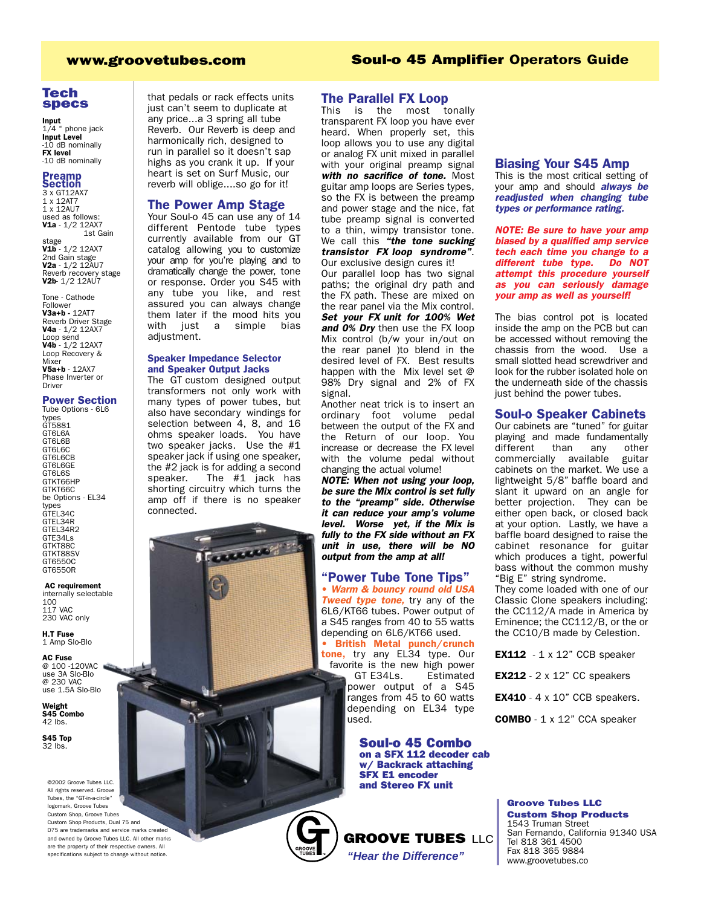## Tech specs

**Input**
1/4 " phone jack
**Input Level**
-10 dB nominally
**FX level**
-10 dB nominally

### Preamp Section

3 x GT12AX7
1 x 12AT7
1 x 12AU7
used as follows:
**V1a** - 1/2 12AX7 1st Gain stage
**V1b** - 1/2 12AX7 2nd Gain stage
**V2a** - 1/2 12AU7 Reverb recovery stage
**V2b**- 1/2 12AU7 Tone - Cathode Follower
**V3a+b** - 12AT7 Reverb Driver Stage
**V4a** - 1/2 12AX7 Loop send
**V4b** - 1/2 12AX7 Loop Recovery & Mixer
**V5a+b** - 12AX7 Phase Inverter or Driver

### Power Section

Tube Options - 6L6 types
GT5881
GT6L6A
GT6L6B
GT6L6C
GT6L6CB
GT6L6GE
GT6L6S
GTKT66HP
GTKT66C
be Options - EL34 types
GTEL34C
GTEL34R
GTEL34R2
GTE34Ls
GTKT88C
GTKT88SV
GT6550C
GT6550R

**AC requirement**
internally selectable
100
117 VAC
230 VAC only

**H.T Fuse**
1 Amp Slo-Blo

**AC Fuse**
@ 100 -120VAC use 3A Slo-Blo
@ 230 VAC use 1.5A Slo-Blo

**Weight**
**S45 Combo**
42 lbs.

**S45 Top**
32 lbs.

©2002 Groove Tubes LLC. All rights reserved. Groove Tubes, the "GT-in-a-circle" logomark, Groove Tubes Custom Shop, Groove Tubes Custom Shop Products, Dual 75 and D75 are trademarks and service marks created and owned by Groove Tubes LLC. All other marks are the property of their respective owners. All specifications subject to change without notice.

that pedals or rack effects units just can't seem to duplicate at any price...a 3 spring all tube Reverb. Our Reverb is deep and harmonically rich, designed to run in parallel so it doesn't sap highs as you crank it up. If your heart is set on Surf Music, our reverb will oblige....so go for it!

## The Power Amp Stage

Your Soul-o 45 can use any of 14 different Pentode tube types currently available from our GT catalog allowing you to customize your amp for you're playing and to dramatically change the power, tone or response. Order you S45 with any tube you like, and rest assured you can always change them later if the mood hits you with just a simple bias adjustment.

### Speaker Impedance Selector and Speaker Output Jacks

The GT custom designed output transformers not only work with many types of power tubes, but also have secondary windings for selection between 4, 8, and 16 ohms speaker loads. You have two speaker jacks. Use the #1 speaker jack if using one speaker, the #2 jack is for adding a second speaker. The #1 jack has shorting circuitry which turns the amp off if there is no speaker connected.

## The Parallel FX Loop

This is the most tonally transparent FX loop you have ever heard. When properly set, this loop allows you to use any digital or analog FX unit mixed in parallel with your original preamp signal ***with no sacrifice of tone.*** Most guitar amp loops are Series types, so the FX is between the preamp and power stage and the nice, fat tube preamp signal is converted to a thin, wimpy transistor tone. We call this ***"the tone sucking transistor FX loop syndrome"***. Our exclusive design cures it!

Our parallel loop has two signal paths; the original dry path and the FX path. These are mixed on the rear panel via the Mix control. ***Set your FX unit for 100% Wet and 0% Dry*** then use the FX loop Mix control (b/w your in/out on the rear panel )to blend in the desired level of FX. Best results happen with the Mix level set @ 98% Dry signal and 2% of FX signal.

Another neat trick is to insert an ordinary foot volume pedal between the output of the FX and the Return of our loop. You increase or decrease the FX level with the volume pedal without changing the actual volume!

***NOTE: When not using your loop, be sure the Mix control is set fully to the "preamp" side. Otherwise it can reduce your amp's volume level. Worse yet, if the Mix is fully to the FX side without an FX unit in use, there will be NO output from the amp at all!***

## "Power Tube Tone Tips"

• ***Warm & bouncy round old USA Tweed type tone,*** try any of the 6L6/KT66 tubes. Power output of a S45 ranges from 40 to 55 watts depending on 6L6/KT66 used.

• ***British Metal punch/crunch tone,*** try any EL34 type. Our favorite is the new high power GT E34Ls. Estimated power output of a S45 ranges from 45 to 60 watts depending on EL34 type used.

**Soul-o 45 Combo**
**on a SFX 112 decoder cab w/ Backrack attaching SFX E1 encoder and Stereo FX unit**

## Biasing Your S45 Amp

This is the most critical setting of your amp and should ***always be readjusted when changing tube types or performance rating.***

***NOTE: Be sure to have your amp biased by a qualified amp service tech each time you change to a different tube type. Do NOT attempt this procedure yourself as you can seriously damage your amp as well as yourself!***

The bias control pot is located inside the amp on the PCB but can be accessed without removing the chassis from the wood. Use a small slotted head screwdriver and look for the rubber isolated hole on the underneath side of the chassis just behind the power tubes.

## Soul-o Speaker Cabinets

Our cabinets are "tuned" for guitar playing and made fundamentally different than any other commercially available guitar cabinets on the market. We use a lightweight 5/8" baffle board and slant it upward on an angle for better projection. They can be either open back, or closed back at your option. Lastly, we have a baffle board designed to raise the cabinet resonance for guitar which produces a tight, powerful bass without the common mushy "Big E" string syndrome.

They come loaded with one of our Classic Clone speakers including: the CC112/A made in America by Eminence; the CC112/B, or the or the CC10/B made by Celestion.

**EX112** - 1 x 12" CCB speaker

**EX212** - 2 x 12" CC speakers

**EX410** - 4 x 10" CCB speakers.

**COMBO** - 1 x 12" CCA speaker

**GROOVE TUBES** LLC
*"Hear the Difference"*

**Groove Tubes LLC**
**Custom Shop Products**
1543 Truman Street
San Fernando, California 91340 USA
Tel 818 361 4500
Fax 818 365 9884
www.groovetubes.co